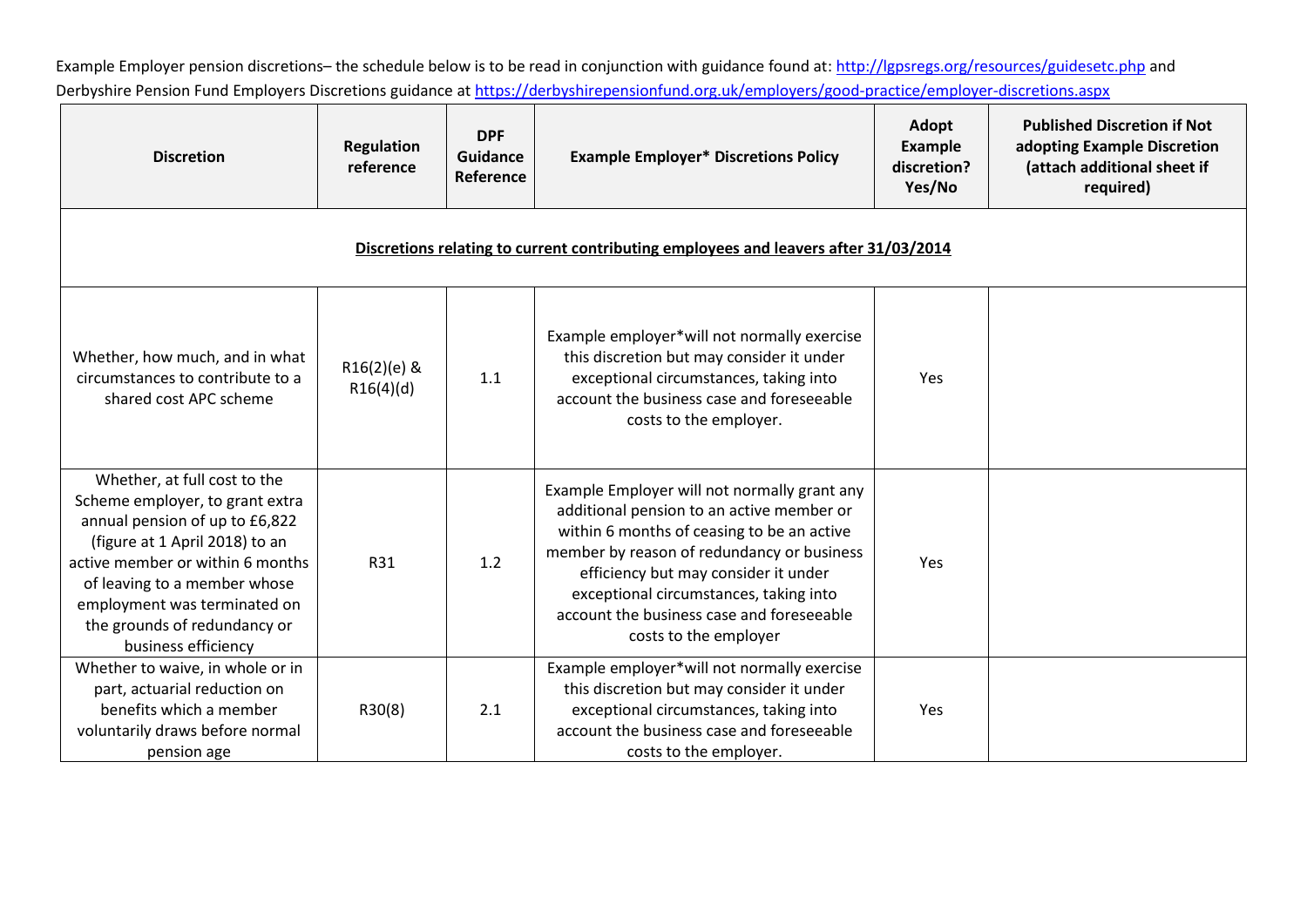Example Employer pension discretions– the schedule below is to be read in conjunction with guidance found at: [http://lgpsregs.org/resources/guidesetc.php](http://lgpsregs.org/resources/guidesetc.php) and Derbyshire Pension Fund Employers Discretions guidance at [https://derbyshirepensionfund.org.uk/employers/good-practice/employer-discretions.aspx](https://derbyshirepensionfund.org.uk/employers/good-practice/employer-discretions.aspx)

| Discretion | Regulation reference | DPF Guidance Reference | Example Employer* Discretions Policy | Adopt Example discretion? Yes/No | Published Discretion if Not adopting Example Discretion (attach additional sheet if required) |
|---|---|---|---|---|---|
| **Discretions relating to current contributing employees and leavers after 31/03/2014** | | | | | |
| Whether, how much, and in what circumstances to contribute to a shared cost APC scheme | R16(2)(e) & R16(4)(d) | 1.1 | Example employer*will not normally exercise this discretion but may consider it under exceptional circumstances, taking into account the business case and foreseeable costs to the employer. | Yes | |
| Whether, at full cost to the Scheme employer, to grant extra annual pension of up to £6,822 (figure at 1 April 2018) to an active member or within 6 months of leaving to a member whose employment was terminated on the grounds of redundancy or business efficiency | R31 | 1.2 | Example Employer will not normally grant any additional pension to an active member or within 6 months of ceasing to be an active member by reason of redundancy or business efficiency but may consider it under exceptional circumstances, taking into account the business case and foreseeable costs to the employer | Yes | |
| Whether to waive, in whole or in part, actuarial reduction on benefits which a member voluntarily draws before normal pension age | R30(8) | 2.1 | Example employer*will not normally exercise this discretion but may consider it under exceptional circumstances, taking into account the business case and foreseeable costs to the employer. | Yes | |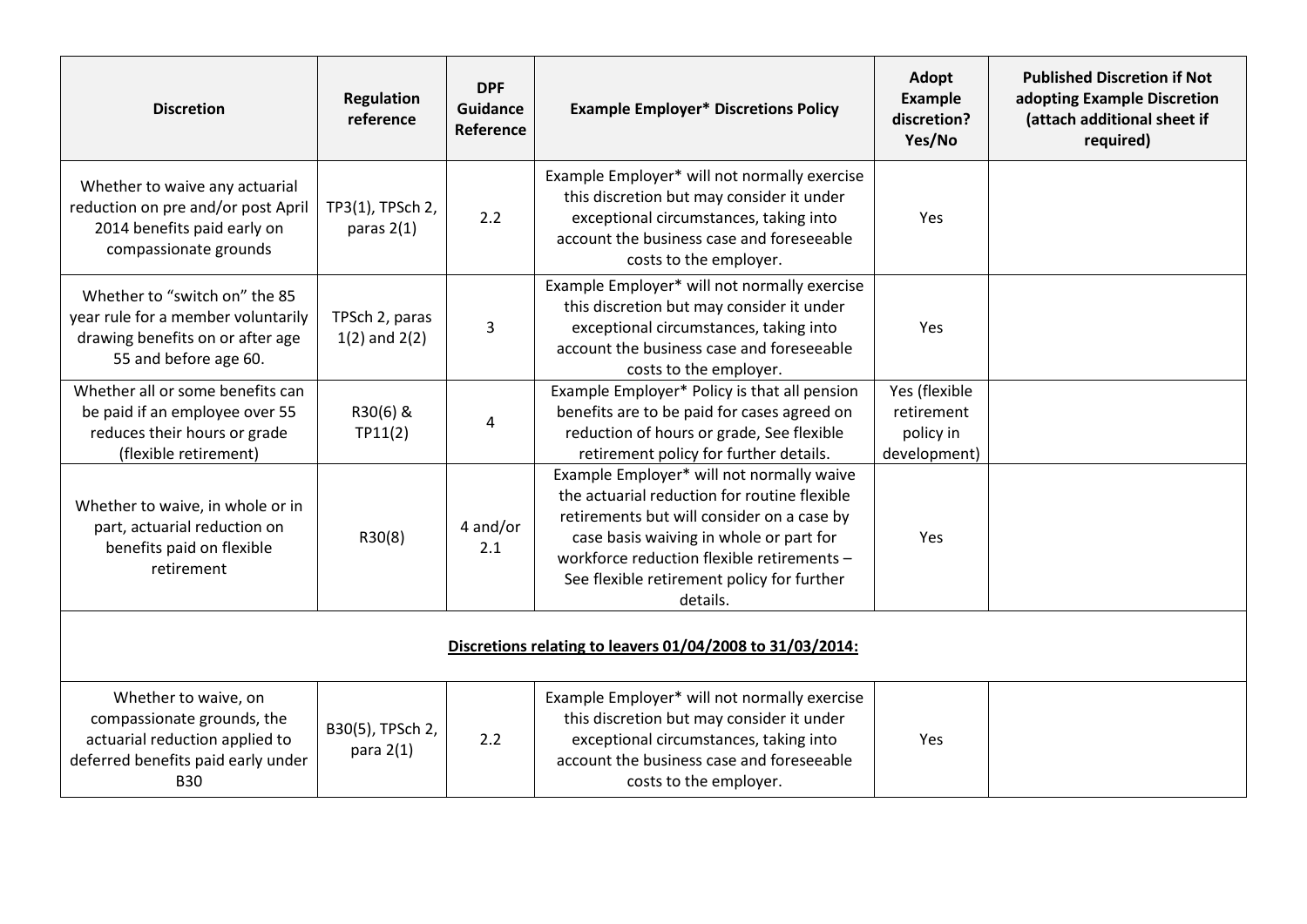| Discretion | Regulation reference | DPF Guidance Reference | Example Employer* Discretions Policy | Adopt Example discretion? Yes/No | Published Discretion if Not adopting Example Discretion (attach additional sheet if required) |
|---|---|---|---|---|---|
| Whether to waive any actuarial reduction on pre and/or post April 2014 benefits paid early on compassionate grounds | TP3(1), TPSch 2, paras 2(1) | 2.2 | Example Employer* will not normally exercise this discretion but may consider it under exceptional circumstances, taking into account the business case and foreseeable costs to the employer. | Yes | |
| Whether to "switch on" the 85 year rule for a member voluntarily drawing benefits on or after age 55 and before age 60. | TPSch 2, paras 1(2) and 2(2) | 3 | Example Employer* will not normally exercise this discretion but may consider it under exceptional circumstances, taking into account the business case and foreseeable costs to the employer. | Yes | |
| Whether all or some benefits can be paid if an employee over 55 reduces their hours or grade (flexible retirement) | R30(6) & TP11(2) | 4 | Example Employer* Policy is that all pension benefits are to be paid for cases agreed on reduction of hours or grade, See flexible retirement policy for further details. | Yes (flexible retirement policy in development) | |
| Whether to waive, in whole or in part, actuarial reduction on benefits paid on flexible retirement | R30(8) | 4 and/or 2.1 | Example Employer* will not normally waive the actuarial reduction for routine flexible retirements but will consider on a case by case basis waiving in whole or part for workforce reduction flexible retirements – See flexible retirement policy for further details. | Yes | |
| **Discretions relating to leavers 01/04/2008 to 31/03/2014:** | | | | | |
| Whether to waive, on compassionate grounds, the actuarial reduction applied to deferred benefits paid early under B30 | B30(5), TPSch 2, para 2(1) | 2.2 | Example Employer* will not normally exercise this discretion but may consider it under exceptional circumstances, taking into account the business case and foreseeable costs to the employer. | Yes | |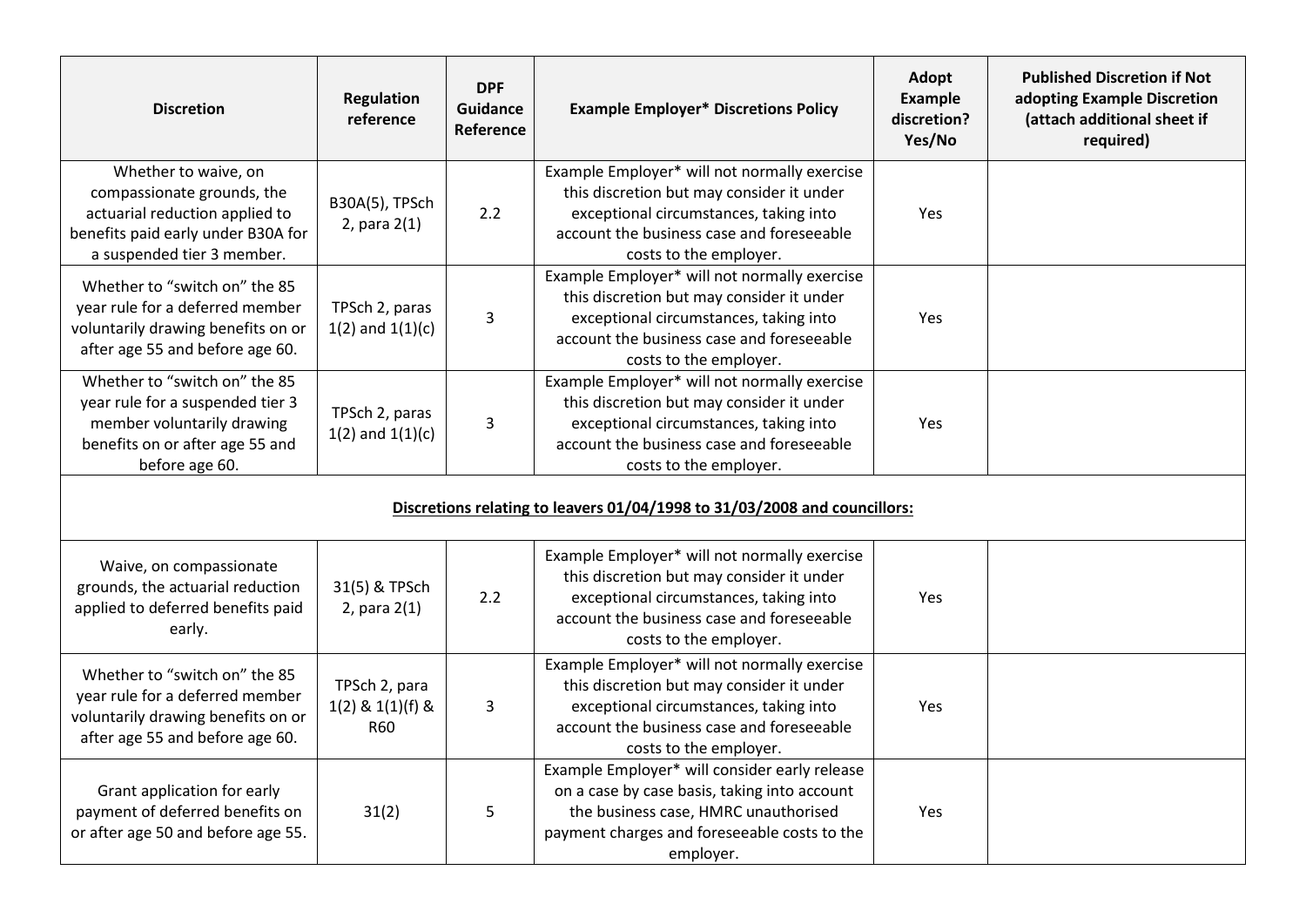| Discretion | Regulation reference | DPF Guidance Reference | Example Employer* Discretions Policy | Adopt Example discretion? Yes/No | Published Discretion if Not adopting Example Discretion (attach additional sheet if required) |
|---|---|---|---|---|---|
| Whether to waive, on compassionate grounds, the actuarial reduction applied to benefits paid early under B30A for a suspended tier 3 member. | B30A(5), TPSch 2, para 2(1) | 2.2 | Example Employer* will not normally exercise this discretion but may consider it under exceptional circumstances, taking into account the business case and foreseeable costs to the employer. | Yes | |
| Whether to "switch on" the 85 year rule for a deferred member voluntarily drawing benefits on or after age 55 and before age 60. | TPSch 2, paras 1(2) and 1(1)(c) | 3 | Example Employer* will not normally exercise this discretion but may consider it under exceptional circumstances, taking into account the business case and foreseeable costs to the employer. | Yes | |
| Whether to "switch on" the 85 year rule for a suspended tier 3 member voluntarily drawing benefits on or after age 55 and before age 60. | TPSch 2, paras 1(2) and 1(1)(c) | 3 | Example Employer* will not normally exercise this discretion but may consider it under exceptional circumstances, taking into account the business case and foreseeable costs to the employer. | Yes | |
| **Discretions relating to leavers 01/04/1998 to 31/03/2008 and councillors:** | | | | | |
| Waive, on compassionate grounds, the actuarial reduction applied to deferred benefits paid early. | 31(5) & TPSch 2, para 2(1) | 2.2 | Example Employer* will not normally exercise this discretion but may consider it under exceptional circumstances, taking into account the business case and foreseeable costs to the employer. | Yes | |
| Whether to "switch on" the 85 year rule for a deferred member voluntarily drawing benefits on or after age 55 and before age 60. | TPSch 2, para 1(2) & 1(1)(f) & R60 | 3 | Example Employer* will not normally exercise this discretion but may consider it under exceptional circumstances, taking into account the business case and foreseeable costs to the employer. | Yes | |
| Grant application for early payment of deferred benefits on or after age 50 and before age 55. | 31(2) | 5 | Example Employer* will consider early release on a case by case basis, taking into account the business case, HMRC unauthorised payment charges and foreseeable costs to the employer. | Yes | |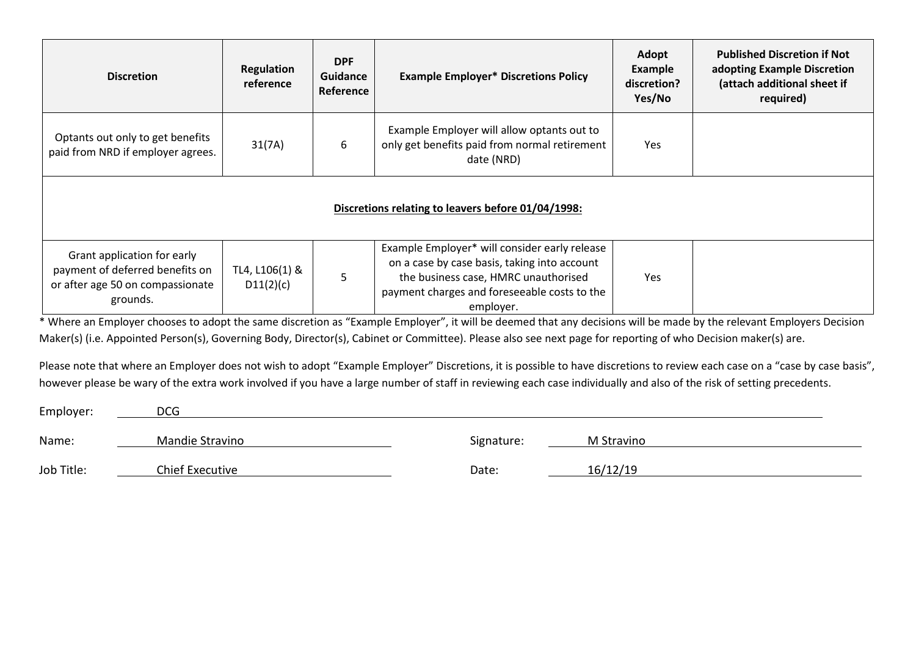| Discretion | Regulation reference | DPF Guidance Reference | Example Employer* Discretions Policy | Adopt Example discretion? Yes/No | Published Discretion if Not adopting Example Discretion (attach additional sheet if required) |
|---|---|---|---|---|---|
| Optants out only to get benefits paid from NRD if employer agrees. | 31(7A) | 6 | Example Employer will allow optants out to only get benefits paid from normal retirement date (NRD) | Yes | |
| **Discretions relating to leavers before 01/04/1998:** | | | | | |
| Grant application for early payment of deferred benefits on or after age 50 on compassionate grounds. | TL4, L106(1) & D11(2)(c) | 5 | Example Employer* will consider early release on a case by case basis, taking into account the business case, HMRC unauthorised payment charges and foreseeable costs to the employer. | Yes | |

* Where an Employer chooses to adopt the same discretion as "Example Employer", it will be deemed that any decisions will be made by the relevant Employers Decision Maker(s) (i.e. Appointed Person(s), Governing Body, Director(s), Cabinet or Committee). Please also see next page for reporting of who Decision maker(s) are.

Please note that where an Employer does not wish to adopt "Example Employer" Discretions, it is possible to have discretions to review each case on a "case by case basis", however please be wary of the extra work involved if you have a large number of staff in reviewing each case individually and also of the risk of setting precedents.

Employer: DCG

Name: Mandie Stravino

Signature: M Stravino

Job Title: Chief Executive

Date: 16/12/19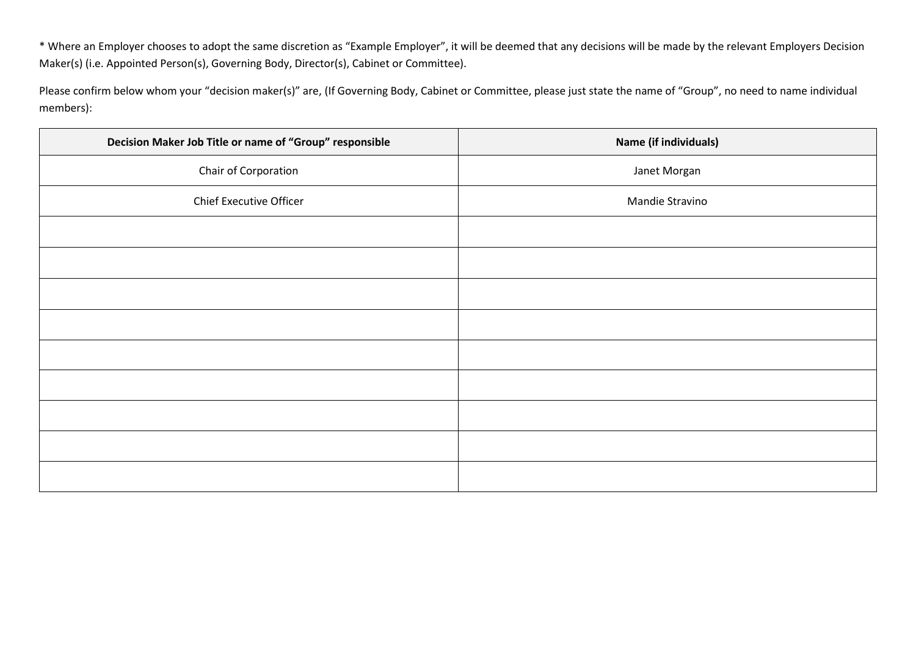* Where an Employer chooses to adopt the same discretion as "Example Employer", it will be deemed that any decisions will be made by the relevant Employers Decision Maker(s) (i.e. Appointed Person(s), Governing Body, Director(s), Cabinet or Committee).

Please confirm below whom your "decision maker(s)" are, (If Governing Body, Cabinet or Committee, please just state the name of "Group", no need to name individual members):

| Decision Maker Job Title or name of "Group" responsible | Name (if individuals) |
|---|---|
| Chair of Corporation | Janet Morgan |
| Chief Executive Officer | Mandie Stravino |
| | |
| | |
| | |
| | |
| | |
| | |
| | |
| | |
| | |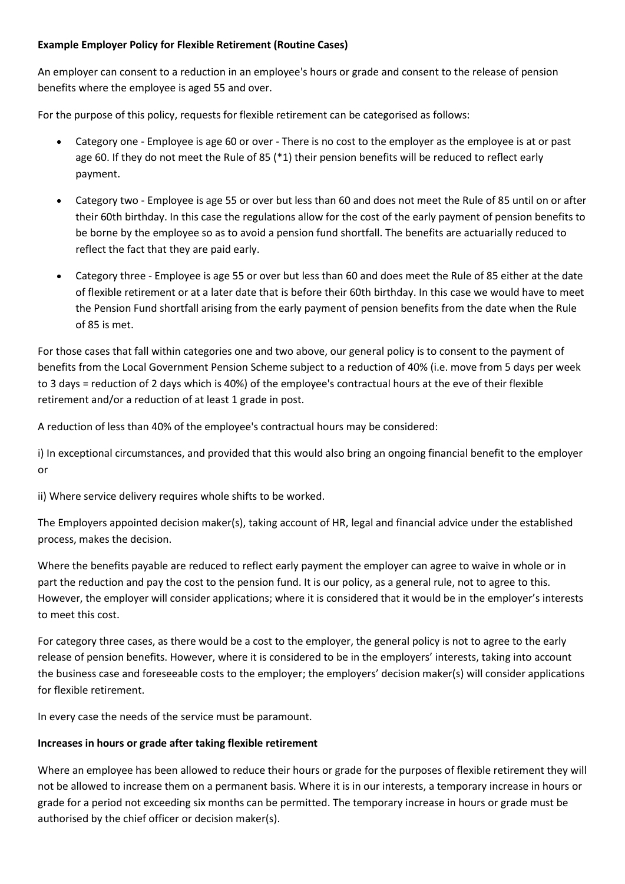**Example Employer Policy for Flexible Retirement (Routine Cases)**

An employer can consent to a reduction in an employee's hours or grade and consent to the release of pension benefits where the employee is aged 55 and over.

For the purpose of this policy, requests for flexible retirement can be categorised as follows:

- Category one - Employee is age 60 or over - There is no cost to the employer as the employee is at or past age 60. If they do not meet the Rule of 85 (*1) their pension benefits will be reduced to reflect early payment.
- Category two - Employee is age 55 or over but less than 60 and does not meet the Rule of 85 until on or after their 60th birthday. In this case the regulations allow for the cost of the early payment of pension benefits to be borne by the employee so as to avoid a pension fund shortfall. The benefits are actuarially reduced to reflect the fact that they are paid early.
- Category three - Employee is age 55 or over but less than 60 and does meet the Rule of 85 either at the date of flexible retirement or at a later date that is before their 60th birthday. In this case we would have to meet the Pension Fund shortfall arising from the early payment of pension benefits from the date when the Rule of 85 is met.

For those cases that fall within categories one and two above, our general policy is to consent to the payment of benefits from the Local Government Pension Scheme subject to a reduction of 40% (i.e. move from 5 days per week to 3 days = reduction of 2 days which is 40%) of the employee's contractual hours at the eve of their flexible retirement and/or a reduction of at least 1 grade in post.

A reduction of less than 40% of the employee's contractual hours may be considered:

i) In exceptional circumstances, and provided that this would also bring an ongoing financial benefit to the employer or

ii) Where service delivery requires whole shifts to be worked.

The Employers appointed decision maker(s), taking account of HR, legal and financial advice under the established process, makes the decision.

Where the benefits payable are reduced to reflect early payment the employer can agree to waive in whole or in part the reduction and pay the cost to the pension fund. It is our policy, as a general rule, not to agree to this. However, the employer will consider applications; where it is considered that it would be in the employer's interests to meet this cost.

For category three cases, as there would be a cost to the employer, the general policy is not to agree to the early release of pension benefits. However, where it is considered to be in the employers' interests, taking into account the business case and foreseeable costs to the employer; the employers' decision maker(s) will consider applications for flexible retirement.

In every case the needs of the service must be paramount.

**Increases in hours or grade after taking flexible retirement**

Where an employee has been allowed to reduce their hours or grade for the purposes of flexible retirement they will not be allowed to increase them on a permanent basis. Where it is in our interests, a temporary increase in hours or grade for a period not exceeding six months can be permitted. The temporary increase in hours or grade must be authorised by the chief officer or decision maker(s).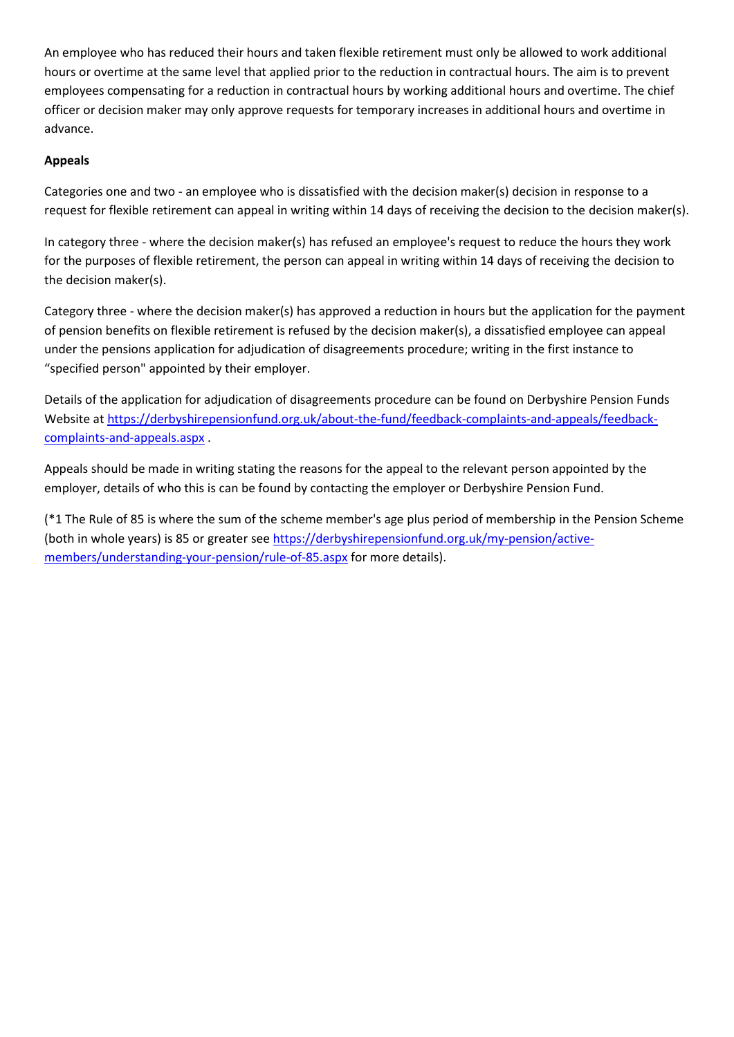An employee who has reduced their hours and taken flexible retirement must only be allowed to work additional hours or overtime at the same level that applied prior to the reduction in contractual hours. The aim is to prevent employees compensating for a reduction in contractual hours by working additional hours and overtime. The chief officer or decision maker may only approve requests for temporary increases in additional hours and overtime in advance.

**Appeals**

Categories one and two - an employee who is dissatisfied with the decision maker(s) decision in response to a request for flexible retirement can appeal in writing within 14 days of receiving the decision to the decision maker(s).

In category three - where the decision maker(s) has refused an employee's request to reduce the hours they work for the purposes of flexible retirement, the person can appeal in writing within 14 days of receiving the decision to the decision maker(s).

Category three - where the decision maker(s) has approved a reduction in hours but the application for the payment of pension benefits on flexible retirement is refused by the decision maker(s), a dissatisfied employee can appeal under the pensions application for adjudication of disagreements procedure; writing in the first instance to "specified person" appointed by their employer.

Details of the application for adjudication of disagreements procedure can be found on Derbyshire Pension Funds Website at [https://derbyshirepensionfund.org.uk/about-the-fund/feedback-complaints-and-appeals/feedback-complaints-and-appeals.aspx](https://derbyshirepensionfund.org.uk/about-the-fund/feedback-complaints-and-appeals/feedback-complaints-and-appeals.aspx) .

Appeals should be made in writing stating the reasons for the appeal to the relevant person appointed by the employer, details of who this is can be found by contacting the employer or Derbyshire Pension Fund.

(*1 The Rule of 85 is where the sum of the scheme member's age plus period of membership in the Pension Scheme (both in whole years) is 85 or greater see [https://derbyshirepensionfund.org.uk/my-pension/active-members/understanding-your-pension/rule-of-85.aspx](https://derbyshirepensionfund.org.uk/my-pension/active-members/understanding-your-pension/rule-of-85.aspx) for more details).